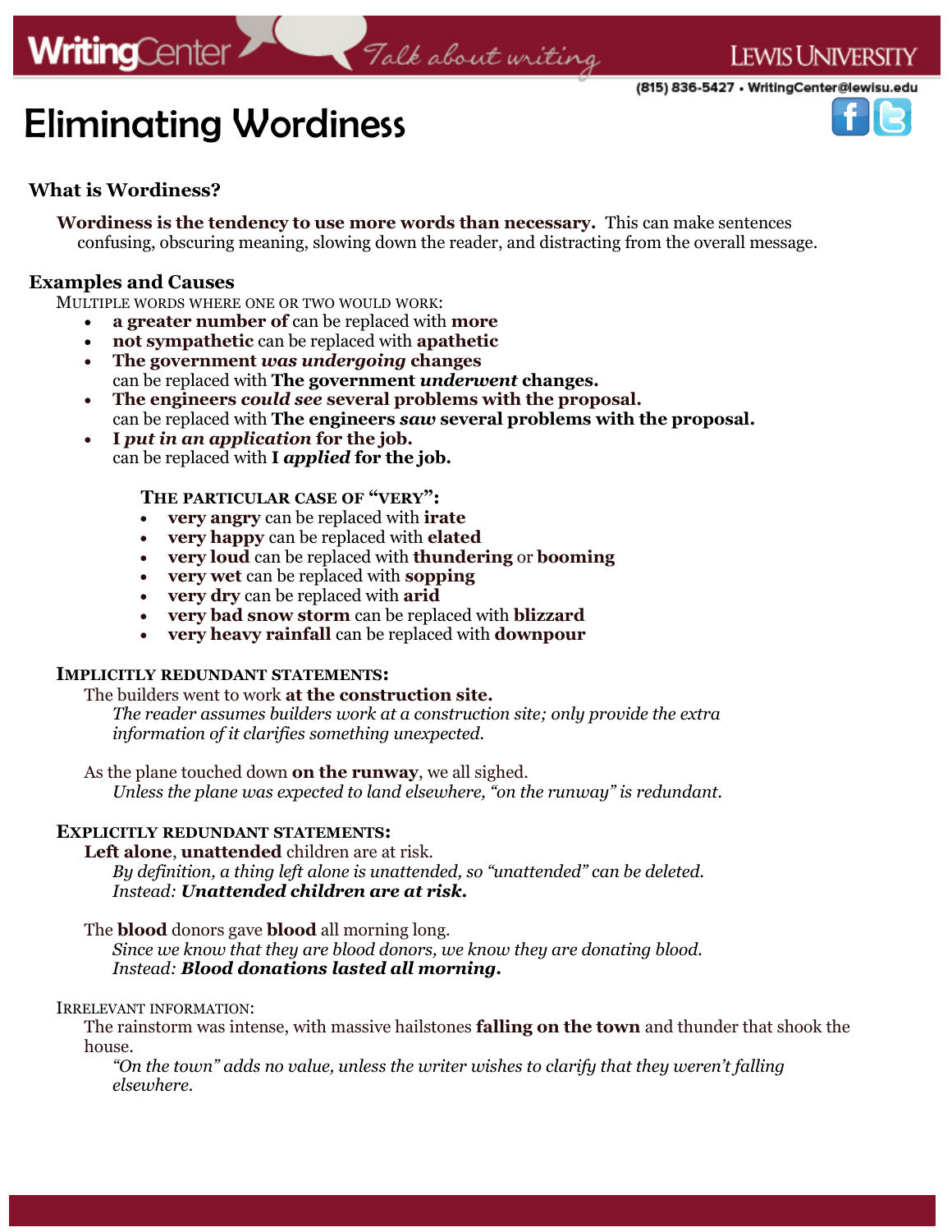# Eliminating Wordiness

## What is Wordiness?

**Wordiness is the tendency to use more words than necessary.** This can make sentences confusing, obscuring meaning, slowing down the reader, and distracting from the overall message.

## Examples and Causes

MULTIPLE WORDS WHERE ONE OR TWO WOULD WORK:

- **a greater number of** can be replaced with **more**
- **not sympathetic** can be replaced with **apathetic**
- **The government *was undergoing* changes**
  can be replaced with **The government *underwent* changes.**
- **The engineers *could see* several problems with the proposal.**
  can be replaced with **The engineers *saw* several problems with the proposal.**
- **I *put in an application* for the job.**
  can be replaced with **I *applied* for the job.**

THE PARTICULAR CASE OF "VERY":

- **very angry** can be replaced with **irate**
- **very happy** can be replaced with **elated**
- **very loud** can be replaced with **thundering** or **booming**
- **very wet** can be replaced with **sopping**
- **very dry** can be replaced with **arid**
- **very bad snow storm** can be replaced with **blizzard**
- **very heavy rainfall** can be replaced with **downpour**

**IMPLICITLY REDUNDANT STATEMENTS:**

The builders went to work **at the construction site.**
*The reader assumes builders work at a construction site; only provide the extra information of it clarifies something unexpected.*

As the plane touched down **on the runway**, we all sighed.
*Unless the plane was expected to land elsewhere, "on the runway" is redundant.*

**EXPLICITLY REDUNDANT STATEMENTS:**

**Left alone**, **unattended** children are at risk.
*By definition, a thing left alone is unattended, so "unattended" can be deleted.*
*Instead:* ***Unattended children are at risk.***

The **blood** donors gave **blood** all morning long.
*Since we know that they are blood donors, we know they are donating blood.*
*Instead:* ***Blood donations lasted all morning.***

IRRELEVANT INFORMATION:

The rainstorm was intense, with massive hailstones **falling on the town** and thunder that shook the house.
*"On the town" adds no value, unless the writer wishes to clarify that they weren't falling elsewhere.*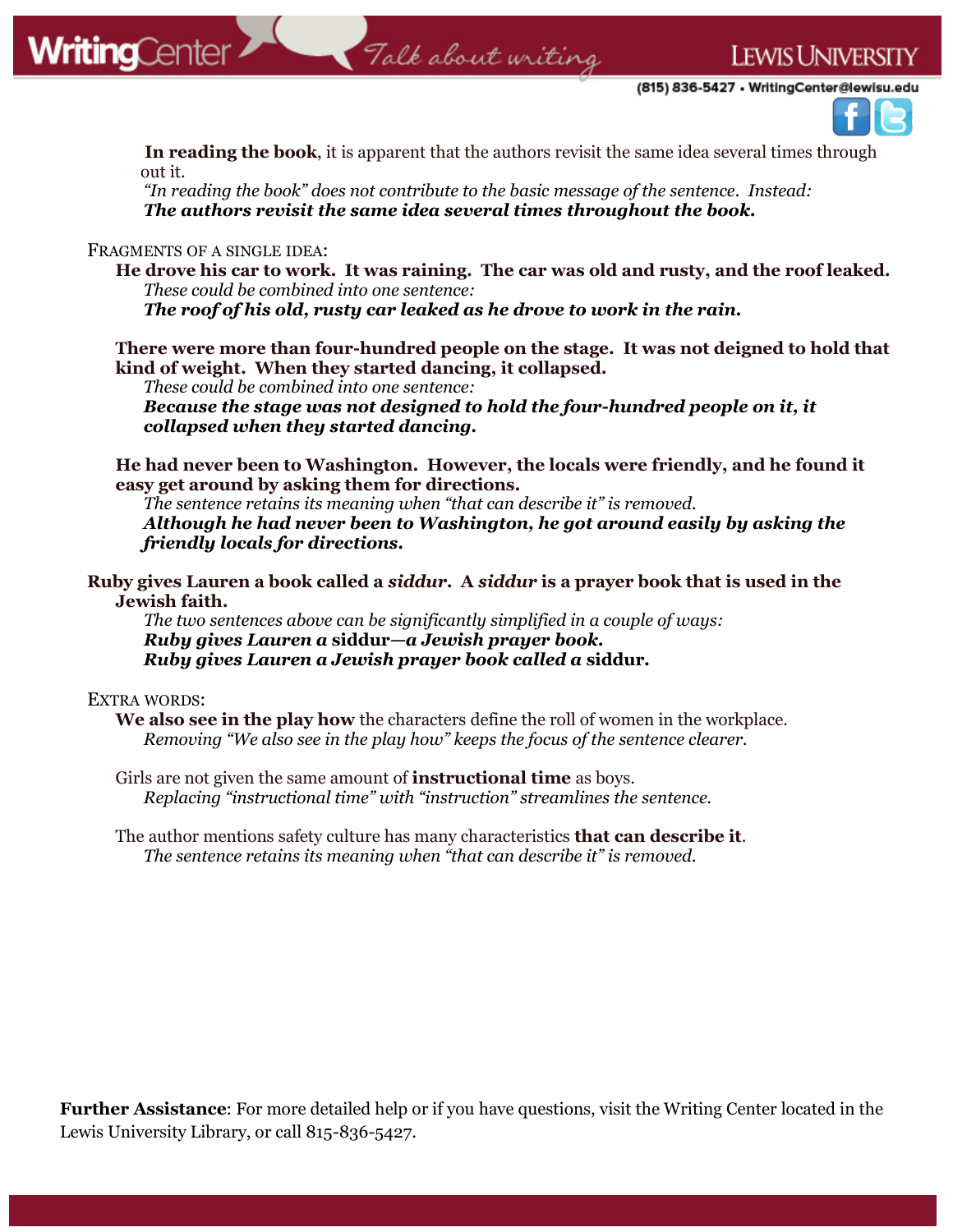**In reading the book**, it is apparent that the authors revisit the same idea several times through out it.

*"In reading the book" does not contribute to the basic message of the sentence. Instead:*

***The authors revisit the same idea several times throughout the book.***

FRAGMENTS OF A SINGLE IDEA:

**He drove his car to work. It was raining. The car was old and rusty, and the roof leaked.**

*These could be combined into one sentence:*

***The roof of his old, rusty car leaked as he drove to work in the rain.***

**There were more than four-hundred people on the stage. It was not deigned to hold that kind of weight. When they started dancing, it collapsed.**

*These could be combined into one sentence:*

***Because the stage was not designed to hold the four-hundred people on it, it collapsed when they started dancing.***

**He had never been to Washington. However, the locals were friendly, and he found it easy get around by asking them for directions.**

*The sentence retains its meaning when "that can describe it" is removed.*

***Although he had never been to Washington, he got around easily by asking the friendly locals for directions.***

**Ruby gives Lauren a book called a *siddur*. A *siddur* is a prayer book that is used in the Jewish faith.**

*The two sentences above can be significantly simplified in a couple of ways:*

***Ruby gives Lauren a* siddur*—a Jewish prayer book.***

***Ruby gives Lauren a Jewish prayer book called a* siddur.**

EXTRA WORDS:

**We also see in the play how** the characters define the roll of women in the workplace.

*Removing "We also see in the play how" keeps the focus of the sentence clearer.*

Girls are not given the same amount of **instructional time** as boys.

*Replacing "instructional time" with "instruction" streamlines the sentence.*

The author mentions safety culture has many characteristics **that can describe it**.

*The sentence retains its meaning when "that can describe it" is removed.*

**Further Assistance**: For more detailed help or if you have questions, visit the Writing Center located in the Lewis University Library, or call 815-836-5427.